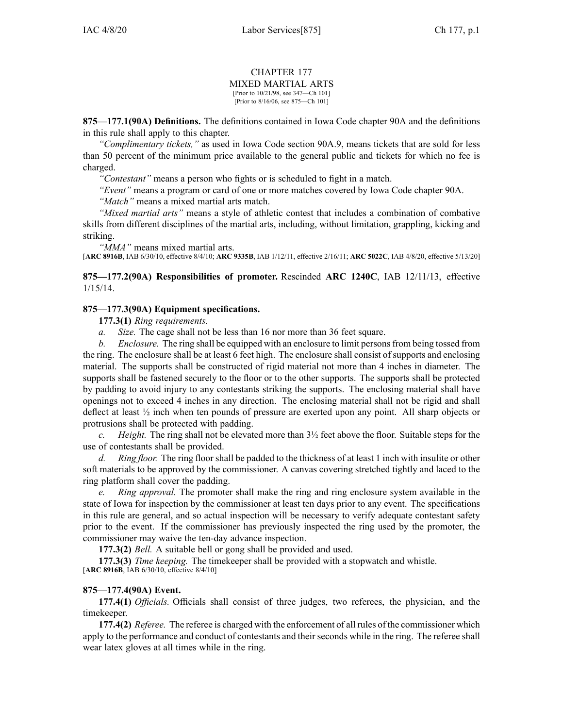# CHAPTER 177
## MIXED MARTIAL ARTS

[Prior to 10/21/98, see 347—Ch 101]
[Prior to 8/16/06, see 875—Ch 101]

**875—177.1(90A) Definitions.** The definitions contained in Iowa Code chapter 90A and the definitions in this rule shall apply to this chapter.

*"Complimentary tickets,"* as used in Iowa Code section 90A.9, means tickets that are sold for less than 50 percent of the minimum price available to the general public and tickets for which no fee is charged.

*"Contestant"* means a person who fights or is scheduled to fight in a match.

*"Event"* means a program or card of one or more matches covered by Iowa Code chapter 90A.

*"Match"* means a mixed martial arts match.

*"Mixed martial arts"* means a style of athletic contest that includes a combination of combative skills from different disciplines of the martial arts, including, without limitation, grappling, kicking and striking.

*"MMA"* means mixed martial arts.

[**ARC 8916B**, IAB 6/30/10, effective 8/4/10; **ARC 9335B**, IAB 1/12/11, effective 2/16/11; **ARC 5022C**, IAB 4/8/20, effective 5/13/20]

**875—177.2(90A) Responsibilities of promoter.** Rescinded **ARC 1240C**, IAB 12/11/13, effective 1/15/14.

**875—177.3(90A) Equipment specifications.**

**177.3(1)** *Ring requirements.*

*a. Size.* The cage shall not be less than 16 nor more than 36 feet square.

*b. Enclosure.* The ring shall be equipped with an enclosure to limit persons from being tossed from the ring. The enclosure shall be at least 6 feet high. The enclosure shall consist of supports and enclosing material. The supports shall be constructed of rigid material not more than 4 inches in diameter. The supports shall be fastened securely to the floor or to the other supports. The supports shall be protected by padding to avoid injury to any contestants striking the supports. The enclosing material shall have openings not to exceed 4 inches in any direction. The enclosing material shall not be rigid and shall deflect at least ½ inch when ten pounds of pressure are exerted upon any point. All sharp objects or protrusions shall be protected with padding.

*c. Height.* The ring shall not be elevated more than 3½ feet above the floor. Suitable steps for the use of contestants shall be provided.

*d. Ring floor.* The ring floor shall be padded to the thickness of at least 1 inch with insulite or other soft materials to be approved by the commissioner. A canvas covering stretched tightly and laced to the ring platform shall cover the padding.

*e. Ring approval.* The promoter shall make the ring and ring enclosure system available in the state of Iowa for inspection by the commissioner at least ten days prior to any event. The specifications in this rule are general, and so actual inspection will be necessary to verify adequate contestant safety prior to the event. If the commissioner has previously inspected the ring used by the promoter, the commissioner may waive the ten-day advance inspection.

**177.3(2)** *Bell.* A suitable bell or gong shall be provided and used.

**177.3(3)** *Time keeping.* The timekeeper shall be provided with a stopwatch and whistle.

[**ARC 8916B**, IAB 6/30/10, effective 8/4/10]

**875—177.4(90A) Event.**

**177.4(1)** *Officials.* Officials shall consist of three judges, two referees, the physician, and the timekeeper.

**177.4(2)** *Referee.* The referee is charged with the enforcement of all rules of the commissioner which apply to the performance and conduct of contestants and their seconds while in the ring. The referee shall wear latex gloves at all times while in the ring.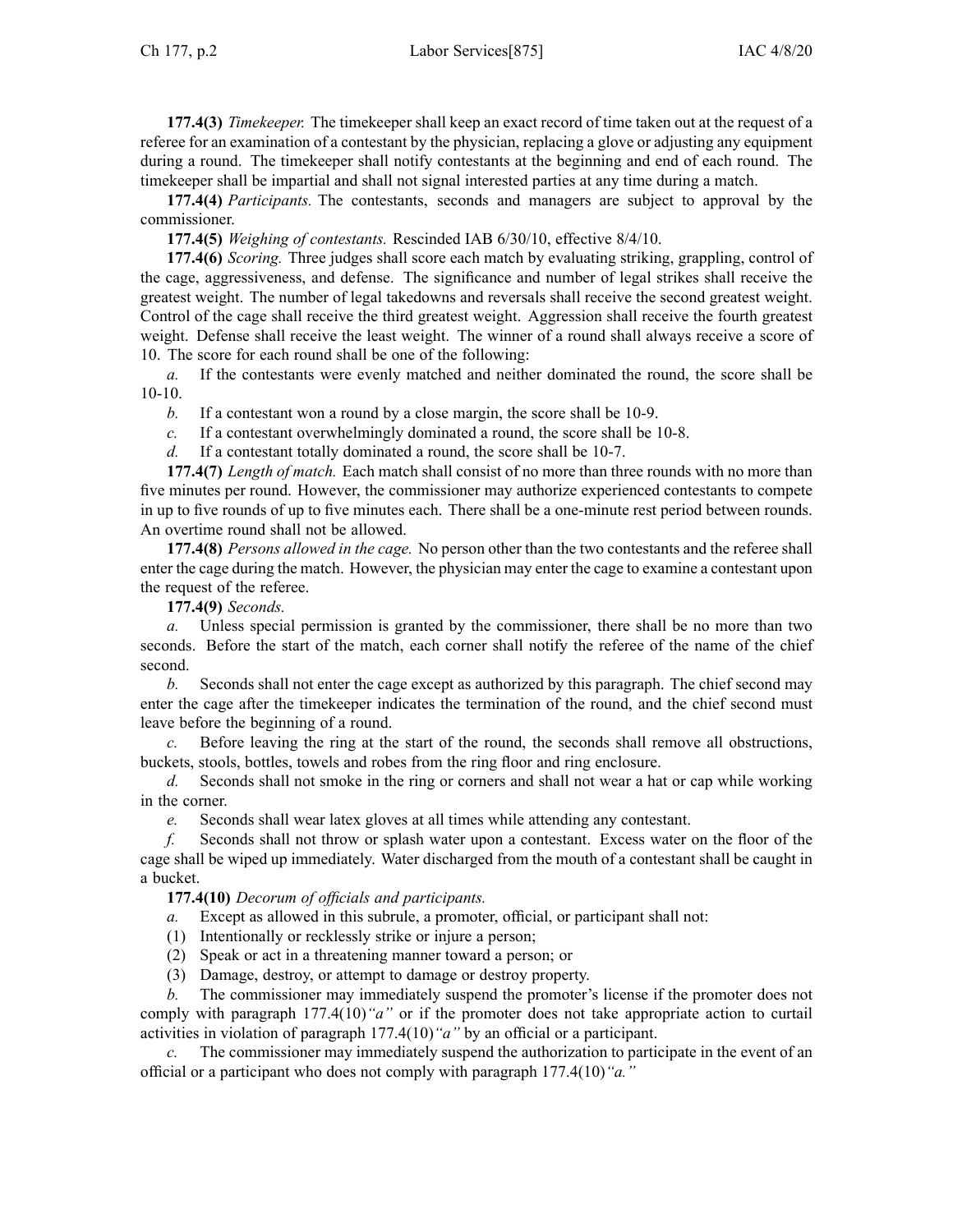**177.4(3)** *Timekeeper.* The timekeeper shall keep an exact record of time taken out at the request of a referee for an examination of a contestant by the physician, replacing a glove or adjusting any equipment during a round. The timekeeper shall notify contestants at the beginning and end of each round. The timekeeper shall be impartial and shall not signal interested parties at any time during a match.

**177.4(4)** *Participants.* The contestants, seconds and managers are subject to approval by the commissioner.

**177.4(5)** *Weighing of contestants.* Rescinded IAB 6/30/10, effective 8/4/10.

**177.4(6)** *Scoring.* Three judges shall score each match by evaluating striking, grappling, control of the cage, aggressiveness, and defense. The significance and number of legal strikes shall receive the greatest weight. The number of legal takedowns and reversals shall receive the second greatest weight. Control of the cage shall receive the third greatest weight. Aggression shall receive the fourth greatest weight. Defense shall receive the least weight. The winner of a round shall always receive a score of 10. The score for each round shall be one of the following:

*a.* If the contestants were evenly matched and neither dominated the round, the score shall be 10-10.

*b.* If a contestant won a round by a close margin, the score shall be 10-9.

*c.* If a contestant overwhelmingly dominated a round, the score shall be 10-8.

*d.* If a contestant totally dominated a round, the score shall be 10-7.

**177.4(7)** *Length of match.* Each match shall consist of no more than three rounds with no more than five minutes per round. However, the commissioner may authorize experienced contestants to compete in up to five rounds of up to five minutes each. There shall be a one-minute rest period between rounds. An overtime round shall not be allowed.

**177.4(8)** *Persons allowed in the cage.* No person other than the two contestants and the referee shall enter the cage during the match. However, the physician may enter the cage to examine a contestant upon the request of the referee.

**177.4(9)** *Seconds.*

*a.* Unless special permission is granted by the commissioner, there shall be no more than two seconds. Before the start of the match, each corner shall notify the referee of the name of the chief second.

*b.* Seconds shall not enter the cage except as authorized by this paragraph. The chief second may enter the cage after the timekeeper indicates the termination of the round, and the chief second must leave before the beginning of a round.

*c.* Before leaving the ring at the start of the round, the seconds shall remove all obstructions, buckets, stools, bottles, towels and robes from the ring floor and ring enclosure.

*d.* Seconds shall not smoke in the ring or corners and shall not wear a hat or cap while working in the corner.

*e.* Seconds shall wear latex gloves at all times while attending any contestant.

*f.* Seconds shall not throw or splash water upon a contestant. Excess water on the floor of the cage shall be wiped up immediately. Water discharged from the mouth of a contestant shall be caught in a bucket.

**177.4(10)** *Decorum of officials and participants.*

*a.* Except as allowed in this subrule, a promoter, official, or participant shall not:

(1) Intentionally or recklessly strike or injure a person;

(2) Speak or act in a threatening manner toward a person; or

(3) Damage, destroy, or attempt to damage or destroy property.

*b.* The commissioner may immediately suspend the promoter's license if the promoter does not comply with paragraph 177.4(10)*"a"* or if the promoter does not take appropriate action to curtail activities in violation of paragraph 177.4(10)*"a"* by an official or a participant.

*c.* The commissioner may immediately suspend the authorization to participate in the event of an official or a participant who does not comply with paragraph 177.4(10)*"a."*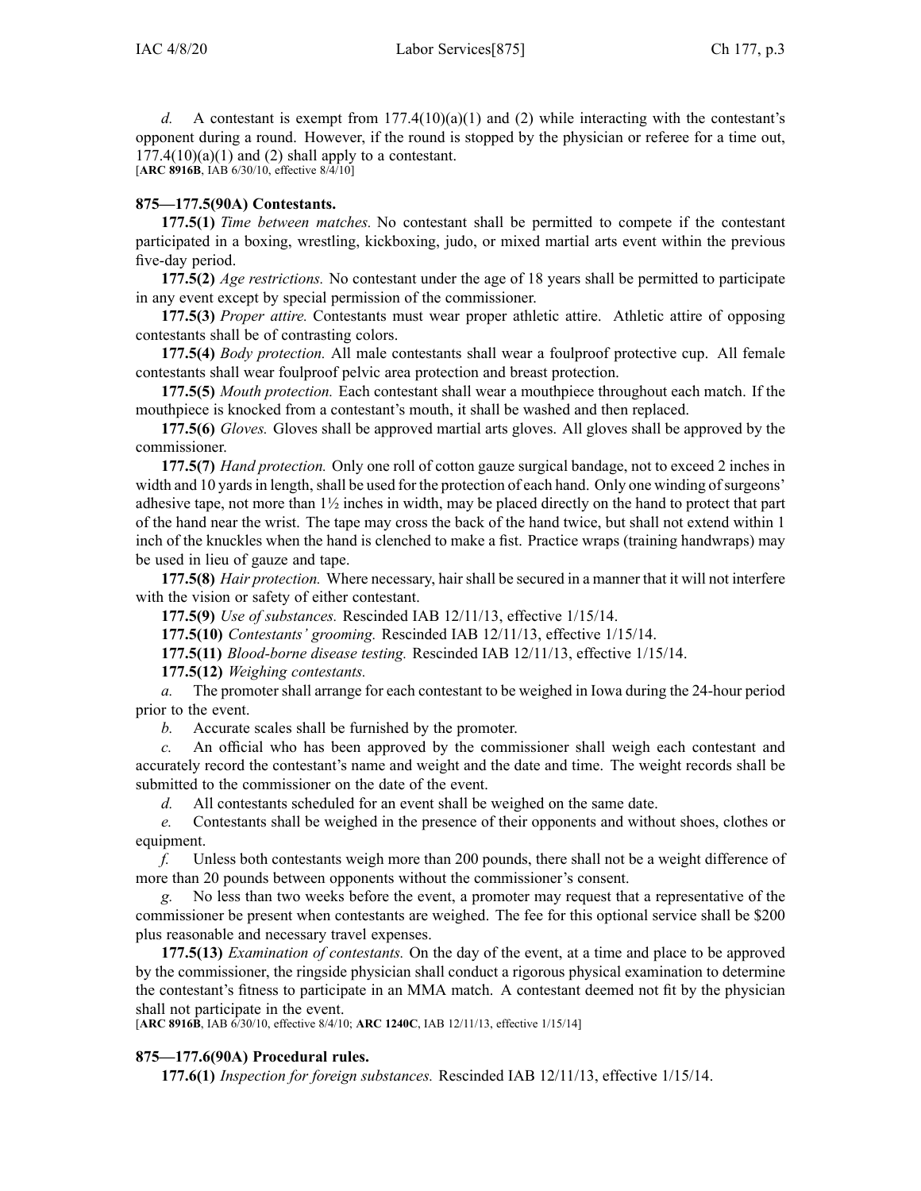*d.* A contestant is exempt from 177.4(10)(a)(1) and (2) while interacting with the contestant's opponent during a round. However, if the round is stopped by the physician or referee for a time out, 177.4(10)(a)(1) and (2) shall apply to a contestant.
[**ARC 8916B**, IAB 6/30/10, effective 8/4/10]

### 875—177.5(90A) Contestants.

**177.5(1)** *Time between matches.* No contestant shall be permitted to compete if the contestant participated in a boxing, wrestling, kickboxing, judo, or mixed martial arts event within the previous five-day period.

**177.5(2)** *Age restrictions.* No contestant under the age of 18 years shall be permitted to participate in any event except by special permission of the commissioner.

**177.5(3)** *Proper attire.* Contestants must wear proper athletic attire. Athletic attire of opposing contestants shall be of contrasting colors.

**177.5(4)** *Body protection.* All male contestants shall wear a foulproof protective cup. All female contestants shall wear foulproof pelvic area protection and breast protection.

**177.5(5)** *Mouth protection.* Each contestant shall wear a mouthpiece throughout each match. If the mouthpiece is knocked from a contestant's mouth, it shall be washed and then replaced.

**177.5(6)** *Gloves.* Gloves shall be approved martial arts gloves. All gloves shall be approved by the commissioner.

**177.5(7)** *Hand protection.* Only one roll of cotton gauze surgical bandage, not to exceed 2 inches in width and 10 yards in length, shall be used for the protection of each hand. Only one winding of surgeons' adhesive tape, not more than 1½ inches in width, may be placed directly on the hand to protect that part of the hand near the wrist. The tape may cross the back of the hand twice, but shall not extend within 1 inch of the knuckles when the hand is clenched to make a fist. Practice wraps (training handwraps) may be used in lieu of gauze and tape.

**177.5(8)** *Hair protection.* Where necessary, hair shall be secured in a manner that it will not interfere with the vision or safety of either contestant.

**177.5(9)** *Use of substances.* Rescinded IAB 12/11/13, effective 1/15/14.

**177.5(10)** *Contestants' grooming.* Rescinded IAB 12/11/13, effective 1/15/14.

**177.5(11)** *Blood-borne disease testing.* Rescinded IAB 12/11/13, effective 1/15/14.

**177.5(12)** *Weighing contestants.*

*a.* The promoter shall arrange for each contestant to be weighed in Iowa during the 24-hour period prior to the event.

*b.* Accurate scales shall be furnished by the promoter.

*c.* An official who has been approved by the commissioner shall weigh each contestant and accurately record the contestant's name and weight and the date and time. The weight records shall be submitted to the commissioner on the date of the event.

*d.* All contestants scheduled for an event shall be weighed on the same date.

*e.* Contestants shall be weighed in the presence of their opponents and without shoes, clothes or equipment.

*f.* Unless both contestants weigh more than 200 pounds, there shall not be a weight difference of more than 20 pounds between opponents without the commissioner's consent.

*g.* No less than two weeks before the event, a promoter may request that a representative of the commissioner be present when contestants are weighed. The fee for this optional service shall be $200 plus reasonable and necessary travel expenses.

**177.5(13)** *Examination of contestants.* On the day of the event, at a time and place to be approved by the commissioner, the ringside physician shall conduct a rigorous physical examination to determine the contestant's fitness to participate in an MMA match. A contestant deemed not fit by the physician shall not participate in the event.
[**ARC 8916B**, IAB 6/30/10, effective 8/4/10; **ARC 1240C**, IAB 12/11/13, effective 1/15/14]

### 875—177.6(90A) Procedural rules.

**177.6(1)** *Inspection for foreign substances.* Rescinded IAB 12/11/13, effective 1/15/14.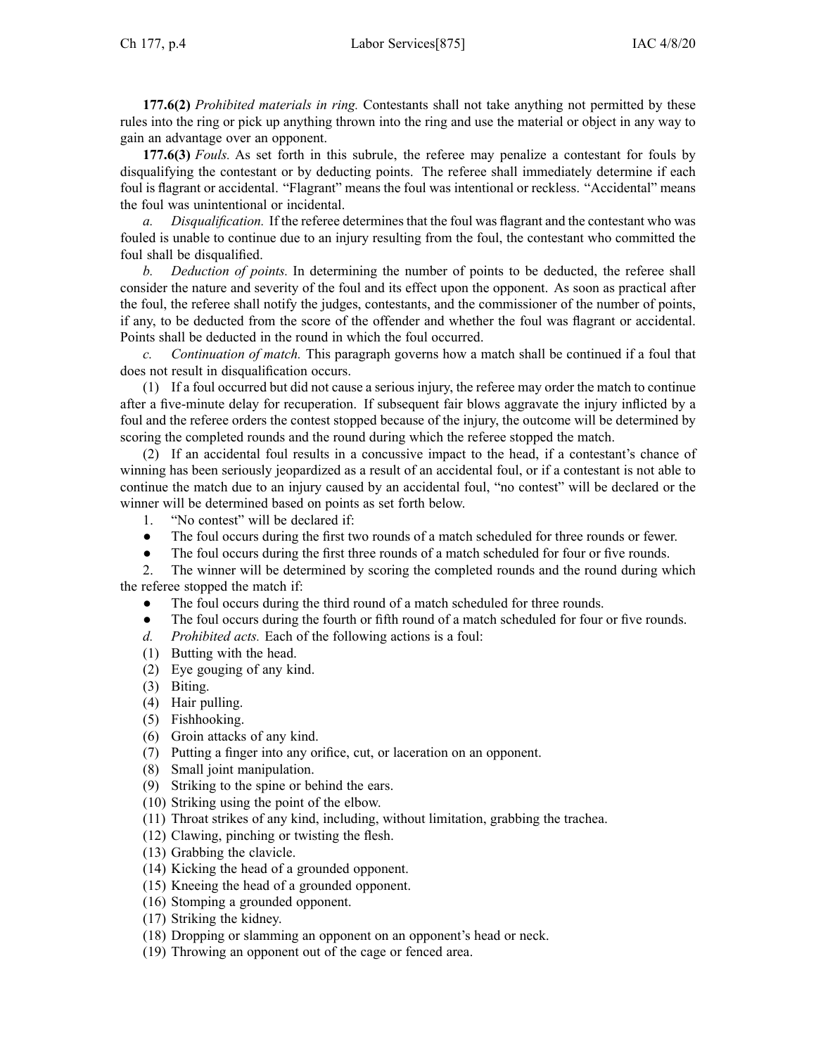**177.6(2)** *Prohibited materials in ring.* Contestants shall not take anything not permitted by these rules into the ring or pick up anything thrown into the ring and use the material or object in any way to gain an advantage over an opponent.

**177.6(3)** *Fouls.* As set forth in this subrule, the referee may penalize a contestant for fouls by disqualifying the contestant or by deducting points. The referee shall immediately determine if each foul is flagrant or accidental. "Flagrant" means the foul was intentional or reckless. "Accidental" means the foul was unintentional or incidental.

*a. Disqualification.* If the referee determines that the foul was flagrant and the contestant who was fouled is unable to continue due to an injury resulting from the foul, the contestant who committed the foul shall be disqualified.

*b. Deduction of points.* In determining the number of points to be deducted, the referee shall consider the nature and severity of the foul and its effect upon the opponent. As soon as practical after the foul, the referee shall notify the judges, contestants, and the commissioner of the number of points, if any, to be deducted from the score of the offender and whether the foul was flagrant or accidental. Points shall be deducted in the round in which the foul occurred.

*c. Continuation of match.* This paragraph governs how a match shall be continued if a foul that does not result in disqualification occurs.

(1) If a foul occurred but did not cause a serious injury, the referee may order the match to continue after a five-minute delay for recuperation. If subsequent fair blows aggravate the injury inflicted by a foul and the referee orders the contest stopped because of the injury, the outcome will be determined by scoring the completed rounds and the round during which the referee stopped the match.

(2) If an accidental foul results in a concussive impact to the head, if a contestant's chance of winning has been seriously jeopardized as a result of an accidental foul, or if a contestant is not able to continue the match due to an injury caused by an accidental foul, "no contest" will be declared or the winner will be determined based on points as set forth below.

1. "No contest" will be declared if:
   - The foul occurs during the first two rounds of a match scheduled for three rounds or fewer.
   - The foul occurs during the first three rounds of a match scheduled for four or five rounds.
2. The winner will be determined by scoring the completed rounds and the round during which the referee stopped the match if:
   - The foul occurs during the third round of a match scheduled for three rounds.
   - The foul occurs during the fourth or fifth round of a match scheduled for four or five rounds.

*d. Prohibited acts.* Each of the following actions is a foul:

(1) Butting with the head.
(2) Eye gouging of any kind.
(3) Biting.
(4) Hair pulling.
(5) Fishhooking.
(6) Groin attacks of any kind.
(7) Putting a finger into any orifice, cut, or laceration on an opponent.
(8) Small joint manipulation.
(9) Striking to the spine or behind the ears.
(10) Striking using the point of the elbow.
(11) Throat strikes of any kind, including, without limitation, grabbing the trachea.
(12) Clawing, pinching or twisting the flesh.
(13) Grabbing the clavicle.
(14) Kicking the head of a grounded opponent.
(15) Kneeing the head of a grounded opponent.
(16) Stomping a grounded opponent.
(17) Striking the kidney.
(18) Dropping or slamming an opponent on an opponent's head or neck.
(19) Throwing an opponent out of the cage or fenced area.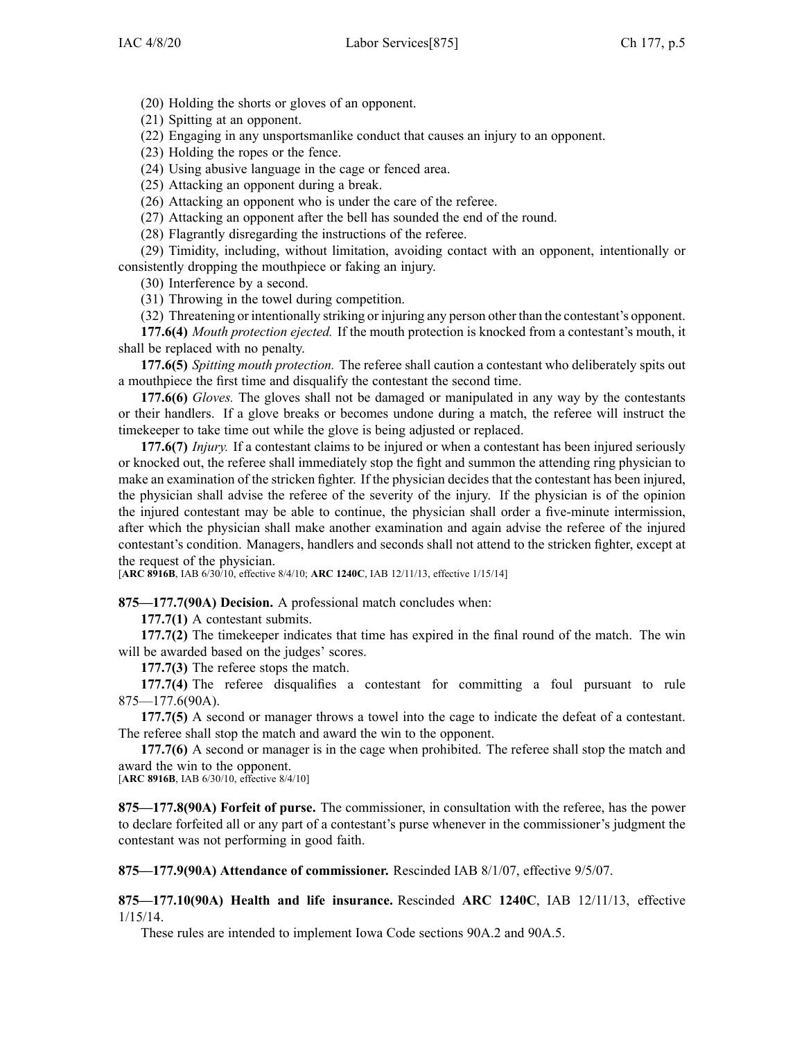(20) Holding the shorts or gloves of an opponent.

(21) Spitting at an opponent.

(22) Engaging in any unsportsmanlike conduct that causes an injury to an opponent.

(23) Holding the ropes or the fence.

(24) Using abusive language in the cage or fenced area.

(25) Attacking an opponent during a break.

(26) Attacking an opponent who is under the care of the referee.

(27) Attacking an opponent after the bell has sounded the end of the round.

(28) Flagrantly disregarding the instructions of the referee.

(29) Timidity, including, without limitation, avoiding contact with an opponent, intentionally or consistently dropping the mouthpiece or faking an injury.

(30) Interference by a second.

(31) Throwing in the towel during competition.

(32) Threatening or intentionally striking or injuring any person other than the contestant's opponent.

**177.6(4)** *Mouth protection ejected.* If the mouth protection is knocked from a contestant's mouth, it shall be replaced with no penalty.

**177.6(5)** *Spitting mouth protection.* The referee shall caution a contestant who deliberately spits out a mouthpiece the first time and disqualify the contestant the second time.

**177.6(6)** *Gloves.* The gloves shall not be damaged or manipulated in any way by the contestants or their handlers. If a glove breaks or becomes undone during a match, the referee will instruct the timekeeper to take time out while the glove is being adjusted or replaced.

**177.6(7)** *Injury.* If a contestant claims to be injured or when a contestant has been injured seriously or knocked out, the referee shall immediately stop the fight and summon the attending ring physician to make an examination of the stricken fighter. If the physician decides that the contestant has been injured, the physician shall advise the referee of the severity of the injury. If the physician is of the opinion the injured contestant may be able to continue, the physician shall order a five-minute intermission, after which the physician shall make another examination and again advise the referee of the injured contestant's condition. Managers, handlers and seconds shall not attend to the stricken fighter, except at the request of the physician.

[**ARC 8916B**, IAB 6/30/10, effective 8/4/10; **ARC 1240C**, IAB 12/11/13, effective 1/15/14]

**875—177.7(90A) Decision.** A professional match concludes when:

**177.7(1)** A contestant submits.

**177.7(2)** The timekeeper indicates that time has expired in the final round of the match. The win will be awarded based on the judges' scores.

**177.7(3)** The referee stops the match.

**177.7(4)** The referee disqualifies a contestant for committing a foul pursuant to rule 875—177.6(90A).

**177.7(5)** A second or manager throws a towel into the cage to indicate the defeat of a contestant. The referee shall stop the match and award the win to the opponent.

**177.7(6)** A second or manager is in the cage when prohibited. The referee shall stop the match and award the win to the opponent.

[**ARC 8916B**, IAB 6/30/10, effective 8/4/10]

**875—177.8(90A) Forfeit of purse.** The commissioner, in consultation with the referee, has the power to declare forfeited all or any part of a contestant's purse whenever in the commissioner's judgment the contestant was not performing in good faith.

**875—177.9(90A) Attendance of commissioner.** Rescinded IAB 8/1/07, effective 9/5/07.

**875—177.10(90A) Health and life insurance.** Rescinded **ARC 1240C**, IAB 12/11/13, effective 1/15/14.

These rules are intended to implement Iowa Code sections 90A.2 and 90A.5.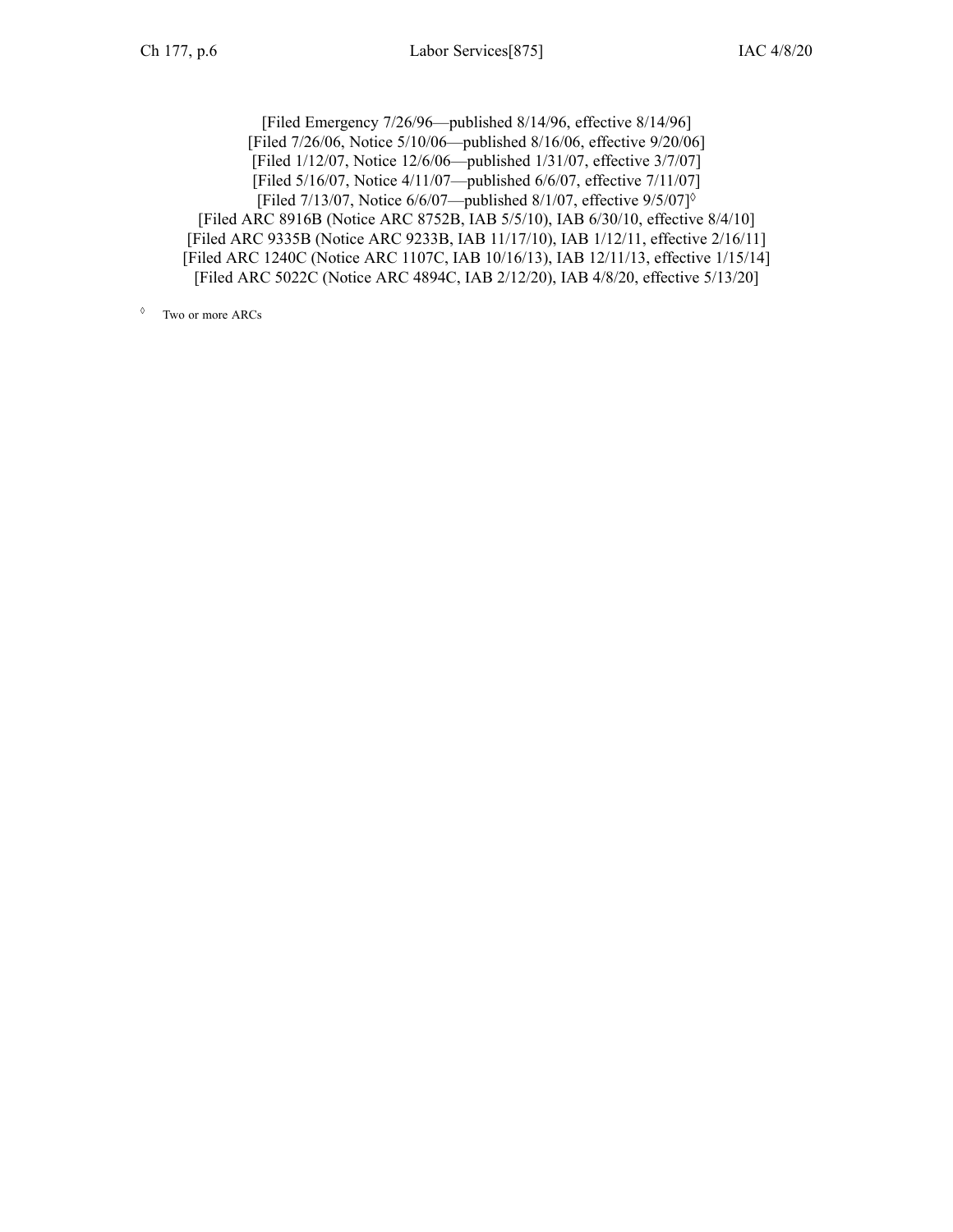[Filed Emergency 7/26/96—published 8/14/96, effective 8/14/96]
[Filed 7/26/06, Notice 5/10/06—published 8/16/06, effective 9/20/06]
[Filed 1/12/07, Notice 12/6/06—published 1/31/07, effective 3/7/07]
[Filed 5/16/07, Notice 4/11/07—published 6/6/07, effective 7/11/07]
[Filed 7/13/07, Notice 6/6/07—published 8/1/07, effective 9/5/07]◊
[Filed ARC 8916B (Notice ARC 8752B, IAB 5/5/10), IAB 6/30/10, effective 8/4/10]
[Filed ARC 9335B (Notice ARC 9233B, IAB 11/17/10), IAB 1/12/11, effective 2/16/11]
[Filed ARC 1240C (Notice ARC 1107C, IAB 10/16/13), IAB 12/11/13, effective 1/15/14]
[Filed ARC 5022C (Notice ARC 4894C, IAB 2/12/20), IAB 4/8/20, effective 5/13/20]

◊ Two or more ARCs